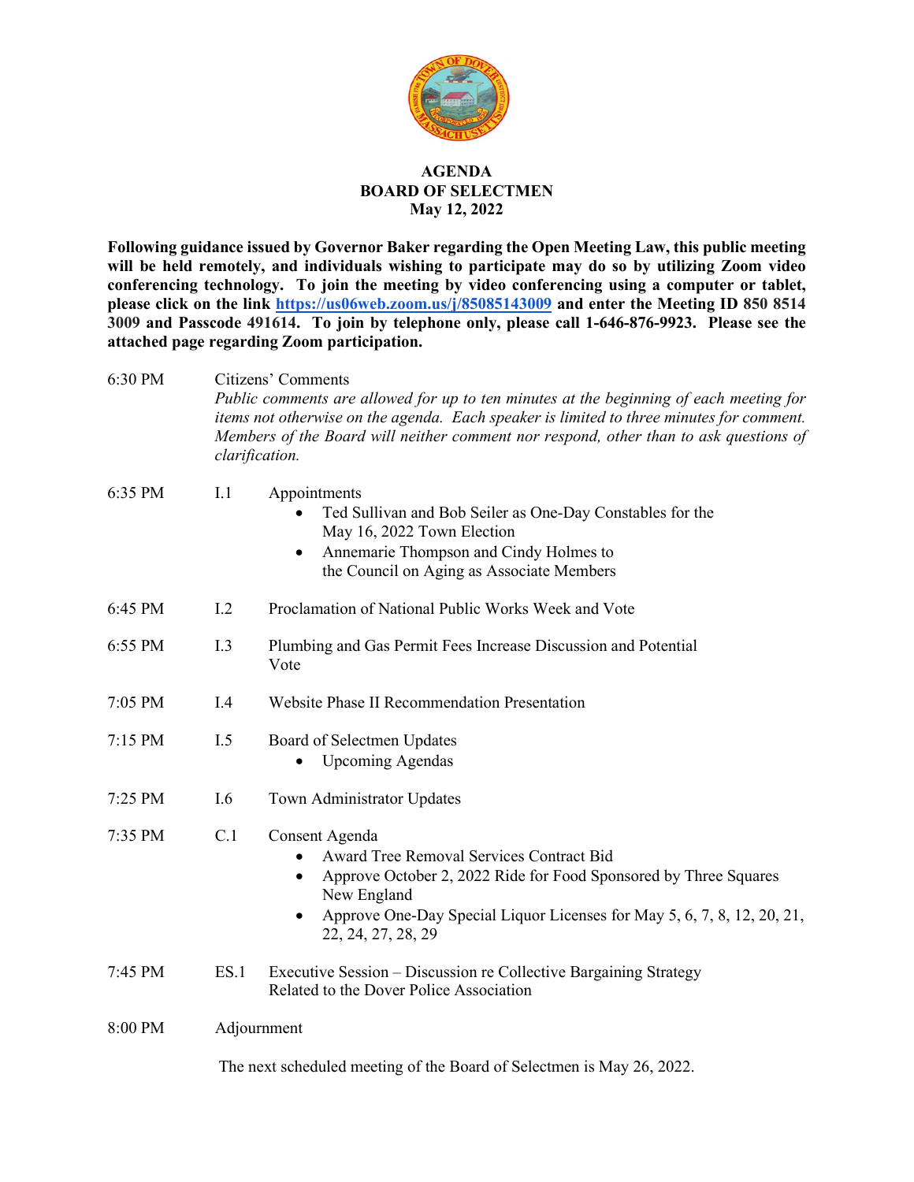# AGENDA
## BOARD OF SELECTMEN
## May 12, 2022

**Following guidance issued by Governor Baker regarding the Open Meeting Law, this public meeting will be held remotely, and individuals wishing to participate may do so by utilizing Zoom video conferencing technology. To join the meeting by video conferencing using a computer or tablet, please click on the link https://us06web.zoom.us/j/85085143009 and enter the Meeting ID 850 8514 3009 and Passcode 491614. To join by telephone only, please call 1-646-876-9923. Please see the attached page regarding Zoom participation.**

6:30 PM Citizens' Comments
*Public comments are allowed for up to ten minutes at the beginning of each meeting for items not otherwise on the agenda. Each speaker is limited to three minutes for comment. Members of the Board will neither comment nor respond, other than to ask questions of clarification.*

6:35 PM I.1 Appointments
- Ted Sullivan and Bob Seiler as One-Day Constables for the May 16, 2022 Town Election
- Annemarie Thompson and Cindy Holmes to the Council on Aging as Associate Members

6:45 PM I.2 Proclamation of National Public Works Week and Vote

6:55 PM I.3 Plumbing and Gas Permit Fees Increase Discussion and Potential Vote

7:05 PM I.4 Website Phase II Recommendation Presentation

7:15 PM I.5 Board of Selectmen Updates
- Upcoming Agendas

7:25 PM I.6 Town Administrator Updates

7:35 PM C.1 Consent Agenda
- Award Tree Removal Services Contract Bid
- Approve October 2, 2022 Ride for Food Sponsored by Three Squares New England
- Approve One-Day Special Liquor Licenses for May 5, 6, 7, 8, 12, 20, 21, 22, 24, 27, 28, 29

7:45 PM ES.1 Executive Session – Discussion re Collective Bargaining Strategy Related to the Dover Police Association

8:00 PM Adjournment

The next scheduled meeting of the Board of Selectmen is May 26, 2022.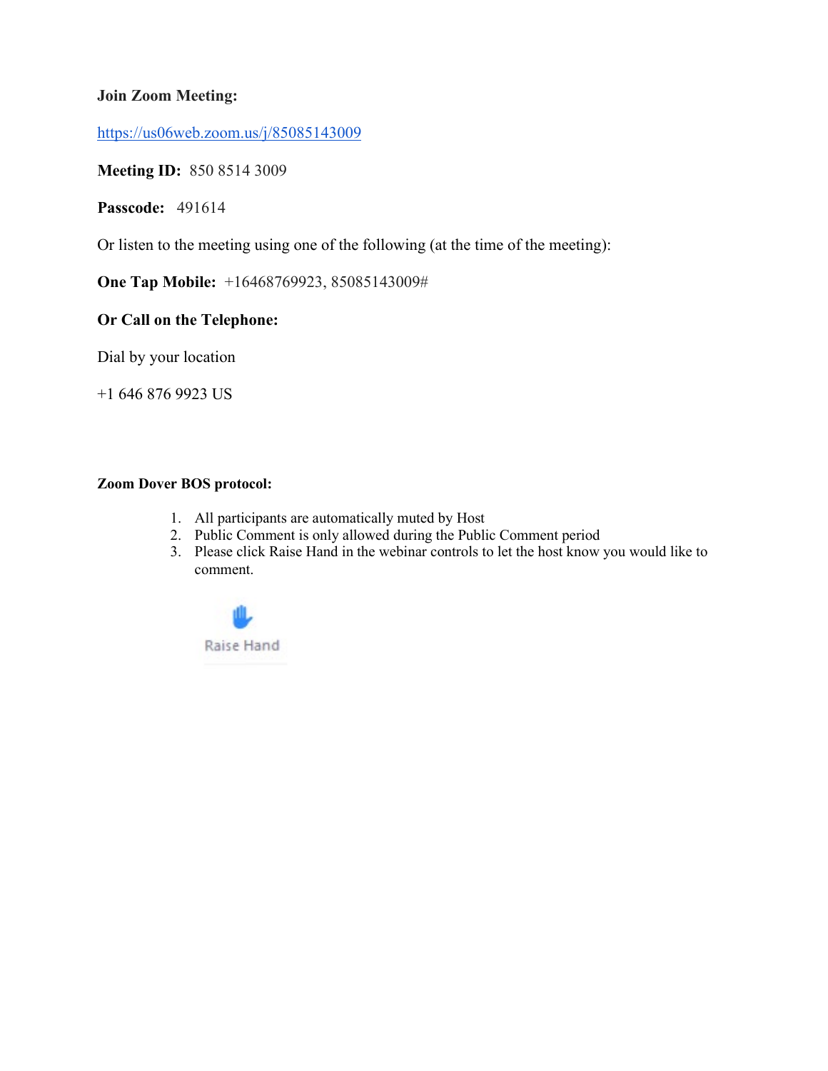**Join Zoom Meeting:**

https://us06web.zoom.us/j/85085143009

**Meeting ID:** 850 8514 3009

**Passcode:** 491614

Or listen to the meeting using one of the following (at the time of the meeting):

**One Tap Mobile:** +16468769923, 85085143009#

**Or Call on the Telephone:**

Dial by your location

+1 646 876 9923 US

**Zoom Dover BOS protocol:**

1. All participants are automatically muted by Host
2. Public Comment is only allowed during the Public Comment period
3. Please click Raise Hand in the webinar controls to let the host know you would like to comment.

Raise Hand